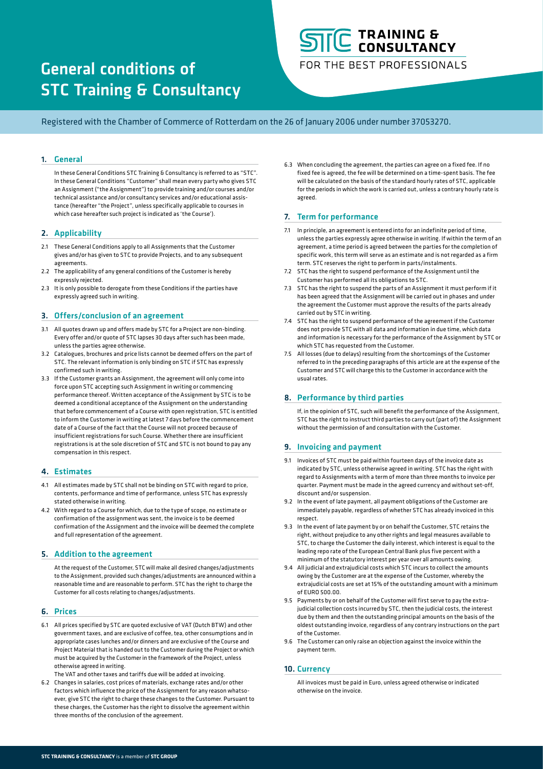# General conditions of STC Training & Consultancy

STC TRAINING & CONSULTANCY
FOR THE BEST PROFESSIONALS

Registered with the Chamber of Commerce of Rotterdam on the 26 of January 2006 under number 37053270.

## 1. General

In these General Conditions STC Training & Consultancy is referred to as "STC". In these General Conditions "Customer" shall mean every party who gives STC an Assignment ("the Assignment") to provide training and/or courses and/or technical assistance and/or consultancy services and/or educational assistance (hereafter "the Project", unless specifically applicable to courses in which case hereafter such project is indicated as 'the Course').

## 2. Applicability

2.1 These General Conditions apply to all Assignments that the Customer gives and/or has given to STC to provide Projects, and to any subsequent agreements.

2.2 The applicability of any general conditions of the Customer is hereby expressly rejected.

2.3 It is only possible to derogate from these Conditions if the parties have expressly agreed such in writing.

## 3. Offers/conclusion of an agreement

3.1 All quotes drawn up and offers made by STC for a Project are non-binding. Every offer and/or quote of STC lapses 30 days after such has been made, unless the parties agree otherwise.

3.2 Catalogues, brochures and price lists cannot be deemed offers on the part of STC. The relevant information is only binding on STC if STC has expressly confirmed such in writing.

3.3 If the Customer grants an Assignment, the agreement will only come into force upon STC accepting such Assignment in writing or commencing performance thereof. Written acceptance of the Assignment by STC is to be deemed a conditional acceptance of the Assignment on the understanding that before commencement of a Course with open registration, STC is entitled to inform the Customer in writing at latest 7 days before the commencement date of a Course of the fact that the Course will not proceed because of insufficient registrations for such Course. Whether there are insufficient registrations is at the sole discretion of STC and STC is not bound to pay any compensation in this respect.

## 4. Estimates

4.1 All estimates made by STC shall not be binding on STC with regard to price, contents, performance and time of performance, unless STC has expressly stated otherwise in writing.

4.2 With regard to a Course for which, due to the type of scope, no estimate or confirmation of the assignment was sent, the invoice is to be deemed confirmation of the Assignment and the invoice will be deemed the complete and full representation of the agreement.

## 5. Addition to the agreement

At the request of the Customer, STC will make all desired changes/adjustments to the Assignment, provided such changes/adjustments are announced within a reasonable time and are reasonable to perform. STC has the right to charge the Customer for all costs relating to changes/adjustments.

## 6. Prices

6.1 All prices specified by STC are quoted exclusive of VAT (Dutch BTW) and other government taxes, and are exclusive of coffee, tea, other consumptions and in appropriate cases lunches and/or dinners and are exclusive of the Course and Project Material that is handed out to the Customer during the Project or which must be acquired by the Customer in the framework of the Project, unless otherwise agreed in writing.
The VAT and other taxes and tariffs due will be added at invoicing.

6.2 Changes in salaries, cost prices of materials, exchange rates and/or other factors which influence the price of the Assignment for any reason whatsoever, give STC the right to charge these changes to the Customer. Pursuant to these charges, the Customer has the right to dissolve the agreement within three months of the conclusion of the agreement.

6.3 When concluding the agreement, the parties can agree on a fixed fee. If no fixed fee is agreed, the fee will be determined on a time-spent basis. The fee will be calculated on the basis of the standard hourly rates of STC, applicable for the periods in which the work is carried out, unless a contrary hourly rate is agreed.

## 7. Term for performance

7.1 In principle, an agreement is entered into for an indefinite period of time, unless the parties expressly agree otherwise in writing. If within the term of an agreement, a time period is agreed between the parties for the completion of specific work, this term will serve as an estimate and is not regarded as a firm term. STC reserves the right to perform in parts/instalments.

7.2 STC has the right to suspend performance of the Assignment until the Customer has performed all its obligations to STC.

7.3 STC has the right to suspend the parts of an Assignment it must perform if it has been agreed that the Assignment will be carried out in phases and under the agreement the Customer must approve the results of the parts already carried out by STC in writing.

7.4 STC has the right to suspend performance of the agreement if the Customer does not provide STC with all data and information in due time, which data and information is necessary for the performance of the Assignment by STC or which STC has requested from the Customer.

7.5 All losses (due to delays) resulting from the shortcomings of the Customer referred to in the preceding paragraphs of this article are at the expense of the Customer and STC will charge this to the Customer in accordance with the usual rates.

## 8. Performance by third parties

If, in the opinion of STC, such will benefit the performance of the Assignment, STC has the right to instruct third parties to carry out (part of) the Assignment without the permission of and consultation with the Customer.

## 9. Invoicing and payment

9.1 Invoices of STC must be paid within fourteen days of the invoice date as indicated by STC, unless otherwise agreed in writing. STC has the right with regard to Assignments with a term of more than three months to invoice per quarter. Payment must be made in the agreed currency and without set-off, discount and/or suspension.

9.2 In the event of late payment, all payment obligations of the Customer are immediately payable, regardless of whether STC has already invoiced in this respect.

9.3 In the event of late payment by or on behalf the Customer, STC retains the right, without prejudice to any other rights and legal measures available to STC, to charge the Customer the daily interest, which interest is equal to the leading repo rate of the European Central Bank plus five percent with a minimum of the statutory interest per year over all amounts owing.

9.4 All judicial and extrajudicial costs which STC incurs to collect the amounts owing by the Customer are at the expense of the Customer, whereby the extrajudicial costs are set at 15% of the outstanding amount with a minimum of EURO 500.00.

9.5 Payments by or on behalf of the Customer will first serve to pay the extra-judicial collection costs incurred by STC, then the judicial costs, the interest due by them and then the outstanding principal amounts on the basis of the oldest outstanding invoice, regardless of any contrary instructions on the part of the Customer.

9.6 The Customer can only raise an objection against the invoice within the payment term.

## 10. Currency

All invoices must be paid in Euro, unless agreed otherwise or indicated otherwise on the invoice.

**STC TRAINING & CONSULTANCY** is a member of **STC GROUP**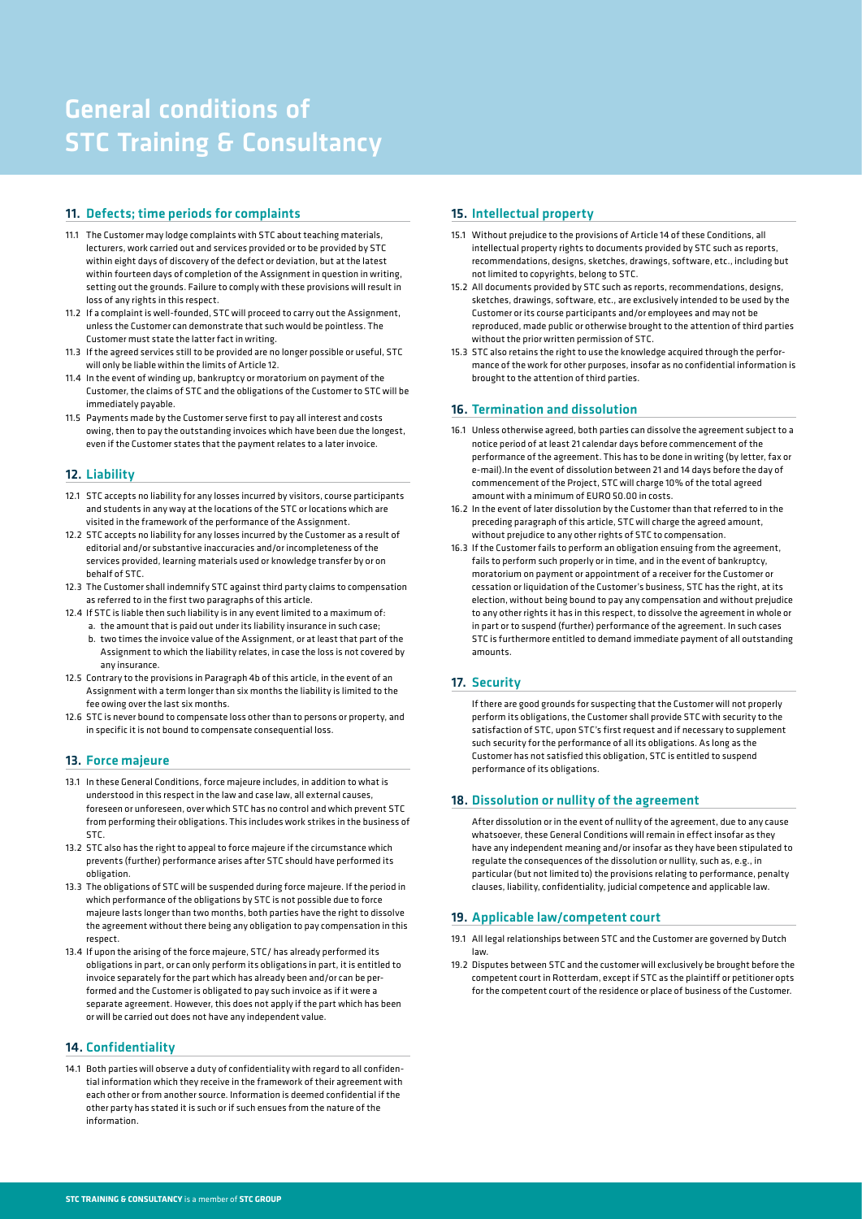# General conditions of STC Training & Consultancy

## 11. Defects; time periods for complaints

11.1 The Customer may lodge complaints with STC about teaching materials, lecturers, work carried out and services provided or to be provided by STC within eight days of discovery of the defect or deviation, but at the latest within fourteen days of completion of the Assignment in question in writing, setting out the grounds. Failure to comply with these provisions will result in loss of any rights in this respect.

11.2 If a complaint is well-founded, STC will proceed to carry out the Assignment, unless the Customer can demonstrate that such would be pointless. The Customer must state the latter fact in writing.

11.3 If the agreed services still to be provided are no longer possible or useful, STC will only be liable within the limits of Article 12.

11.4 In the event of winding up, bankruptcy or moratorium on payment of the Customer, the claims of STC and the obligations of the Customer to STC will be immediately payable.

11.5 Payments made by the Customer serve first to pay all interest and costs owing, then to pay the outstanding invoices which have been due the longest, even if the Customer states that the payment relates to a later invoice.

## 12. Liability

12.1 STC accepts no liability for any losses incurred by visitors, course participants and students in any way at the locations of the STC or locations which are visited in the framework of the performance of the Assignment.

12.2 STC accepts no liability for any losses incurred by the Customer as a result of editorial and/or substantive inaccuracies and/or incompleteness of the services provided, learning materials used or knowledge transfer by or on behalf of STC.

12.3 The Customer shall indemnify STC against third party claims to compensation as referred to in the first two paragraphs of this article.

12.4 If STC is liable then such liability is in any event limited to a maximum of:
   a. the amount that is paid out under its liability insurance in such case;
   b. two times the invoice value of the Assignment, or at least that part of the Assignment to which the liability relates, in case the loss is not covered by any insurance.

12.5 Contrary to the provisions in Paragraph 4b of this article, in the event of an Assignment with a term longer than six months the liability is limited to the fee owing over the last six months.

12.6 STC is never bound to compensate loss other than to persons or property, and in specific it is not bound to compensate consequential loss.

## 13. Force majeure

13.1 In these General Conditions, force majeure includes, in addition to what is understood in this respect in the law and case law, all external causes, foreseen or unforeseen, over which STC has no control and which prevent STC from performing their obligations. This includes work strikes in the business of STC.

13.2 STC also has the right to appeal to force majeure if the circumstance which prevents (further) performance arises after STC should have performed its obligation.

13.3 The obligations of STC will be suspended during force majeure. If the period in which performance of the obligations by STC is not possible due to force majeure lasts longer than two months, both parties have the right to dissolve the agreement without there being any obligation to pay compensation in this respect.

13.4 If upon the arising of the force majeure, STC/ has already performed its obligations in part, or can only perform its obligations in part, it is entitled to invoice separately for the part which has already been and/or can be performed and the Customer is obligated to pay such invoice as if it were a separate agreement. However, this does not apply if the part which has been or will be carried out does not have any independent value.

## 14. Confidentiality

14.1 Both parties will observe a duty of confidentiality with regard to all confidential information which they receive in the framework of their agreement with each other or from another source. Information is deemed confidential if the other party has stated it is such or if such ensues from the nature of the information.

## 15. Intellectual property

15.1 Without prejudice to the provisions of Article 14 of these Conditions, all intellectual property rights to documents provided by STC such as reports, recommendations, designs, sketches, drawings, software, etc., including but not limited to copyrights, belong to STC.

15.2 All documents provided by STC such as reports, recommendations, designs, sketches, drawings, software, etc., are exclusively intended to be used by the Customer or its course participants and/or employees and may not be reproduced, made public or otherwise brought to the attention of third parties without the prior written permission of STC.

15.3 STC also retains the right to use the knowledge acquired through the performance of the work for other purposes, insofar as no confidential information is brought to the attention of third parties.

## 16. Termination and dissolution

16.1 Unless otherwise agreed, both parties can dissolve the agreement subject to a notice period of at least 21 calendar days before commencement of the performance of the agreement. This has to be done in writing (by letter, fax or e-mail).In the event of dissolution between 21 and 14 days before the day of commencement of the Project, STC will charge 10% of the total agreed amount with a minimum of EURO 50.00 in costs.

16.2 In the event of later dissolution by the Customer than that referred to in the preceding paragraph of this article, STC will charge the agreed amount, without prejudice to any other rights of STC to compensation.

16.3 If the Customer fails to perform an obligation ensuing from the agreement, fails to perform such properly or in time, and in the event of bankruptcy, moratorium on payment or appointment of a receiver for the Customer or cessation or liquidation of the Customer's business, STC has the right, at its election, without being bound to pay any compensation and without prejudice to any other rights it has in this respect, to dissolve the agreement in whole or in part or to suspend (further) performance of the agreement. In such cases STC is furthermore entitled to demand immediate payment of all outstanding amounts.

## 17. Security

If there are good grounds for suspecting that the Customer will not properly perform its obligations, the Customer shall provide STC with security to the satisfaction of STC, upon STC's first request and if necessary to supplement such security for the performance of all its obligations. As long as the Customer has not satisfied this obligation, STC is entitled to suspend performance of its obligations.

## 18. Dissolution or nullity of the agreement

After dissolution or in the event of nullity of the agreement, due to any cause whatsoever, these General Conditions will remain in effect insofar as they have any independent meaning and/or insofar as they have been stipulated to regulate the consequences of the dissolution or nullity, such as, e.g., in particular (but not limited to) the provisions relating to performance, penalty clauses, liability, confidentiality, judicial competence and applicable law.

## 19. Applicable law/competent court

19.1 All legal relationships between STC and the Customer are governed by Dutch law.

19.2 Disputes between STC and the customer will exclusively be brought before the competent court in Rotterdam, except if STC as the plaintiff or petitioner opts for the competent court of the residence or place of business of the Customer.

**STC TRAINING & CONSULTANCY** is a member of **STC GROUP**